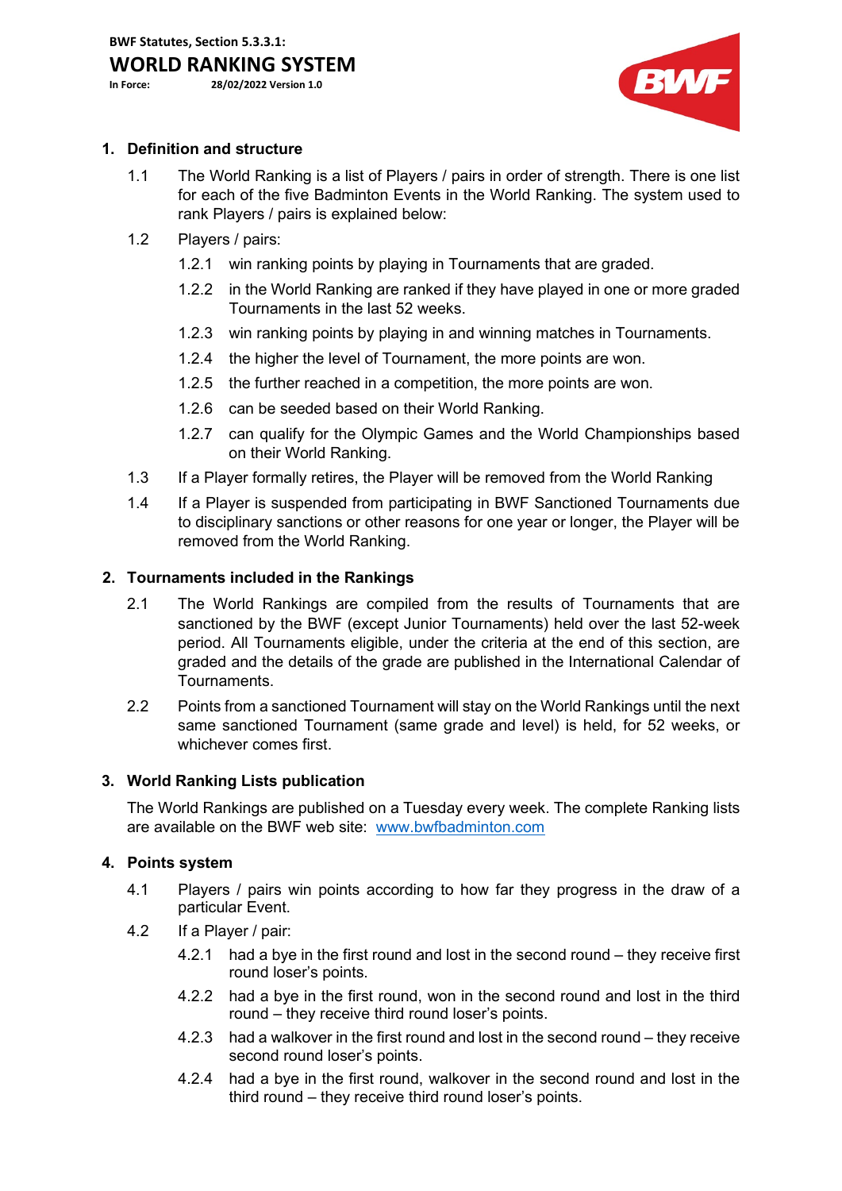BWF Statutes, Section 5.3.3.1:

# WORLD RANKING SYSTEM

In Force: 28/02/2022 Version 1.0

## 1. Definition and structure

1.1 The World Ranking is a list of Players / pairs in order of strength. There is one list for each of the five Badminton Events in the World Ranking. The system used to rank Players / pairs is explained below:

1.2 Players / pairs:

1.2.1 win ranking points by playing in Tournaments that are graded.

1.2.2 in the World Ranking are ranked if they have played in one or more graded Tournaments in the last 52 weeks.

1.2.3 win ranking points by playing in and winning matches in Tournaments.

1.2.4 the higher the level of Tournament, the more points are won.

1.2.5 the further reached in a competition, the more points are won.

1.2.6 can be seeded based on their World Ranking.

1.2.7 can qualify for the Olympic Games and the World Championships based on their World Ranking.

1.3 If a Player formally retires, the Player will be removed from the World Ranking

1.4 If a Player is suspended from participating in BWF Sanctioned Tournaments due to disciplinary sanctions or other reasons for one year or longer, the Player will be removed from the World Ranking.

## 2. Tournaments included in the Rankings

2.1 The World Rankings are compiled from the results of Tournaments that are sanctioned by the BWF (except Junior Tournaments) held over the last 52-week period. All Tournaments eligible, under the criteria at the end of this section, are graded and the details of the grade are published in the International Calendar of Tournaments.

2.2 Points from a sanctioned Tournament will stay on the World Rankings until the next same sanctioned Tournament (same grade and level) is held, for 52 weeks, or whichever comes first.

## 3. World Ranking Lists publication

The World Rankings are published on a Tuesday every week. The complete Ranking lists are available on the BWF web site: [www.bwfbadminton.com](http://www.bwfbadminton.com)

## 4. Points system

4.1 Players / pairs win points according to how far they progress in the draw of a particular Event.

4.2 If a Player / pair:

4.2.1 had a bye in the first round and lost in the second round – they receive first round loser's points.

4.2.2 had a bye in the first round, won in the second round and lost in the third round – they receive third round loser's points.

4.2.3 had a walkover in the first round and lost in the second round – they receive second round loser's points.

4.2.4 had a bye in the first round, walkover in the second round and lost in the third round – they receive third round loser's points.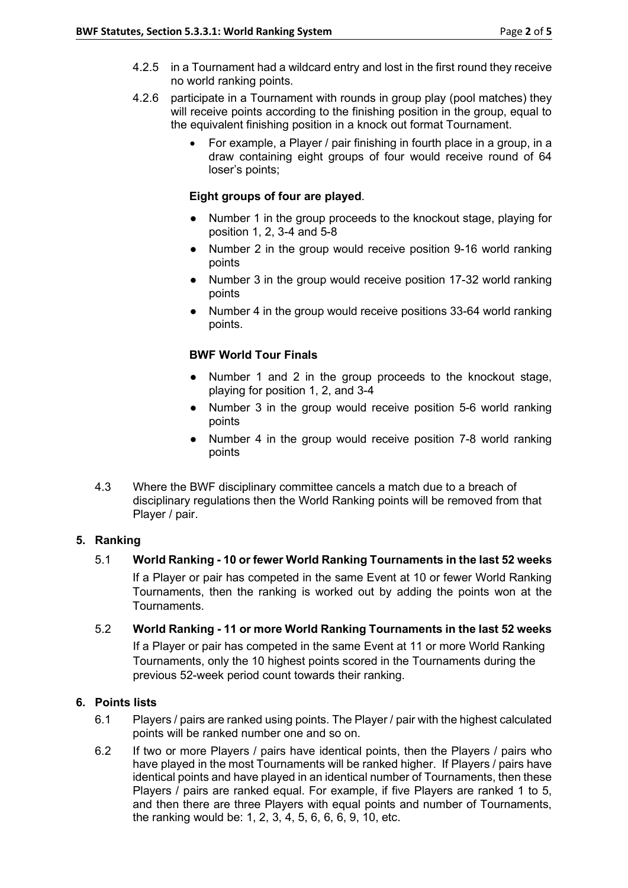4.2.5 in a Tournament had a wildcard entry and lost in the first round they receive no world ranking points.

4.2.6 participate in a Tournament with rounds in group play (pool matches) they will receive points according to the finishing position in the group, equal to the equivalent finishing position in a knock out format Tournament.

- For example, a Player / pair finishing in fourth place in a group, in a draw containing eight groups of four would receive round of 64 loser's points;

**Eight groups of four are played**.

- Number 1 in the group proceeds to the knockout stage, playing for position 1, 2, 3-4 and 5-8
- Number 2 in the group would receive position 9-16 world ranking points
- Number 3 in the group would receive position 17-32 world ranking points
- Number 4 in the group would receive positions 33-64 world ranking points.

**BWF World Tour Finals**

- Number 1 and 2 in the group proceeds to the knockout stage, playing for position 1, 2, and 3-4
- Number 3 in the group would receive position 5-6 world ranking points
- Number 4 in the group would receive position 7-8 world ranking points

4.3 Where the BWF disciplinary committee cancels a match due to a breach of disciplinary regulations then the World Ranking points will be removed from that Player / pair.

## 5. Ranking

5.1 **World Ranking - 10 or fewer World Ranking Tournaments in the last 52 weeks**

If a Player or pair has competed in the same Event at 10 or fewer World Ranking Tournaments, then the ranking is worked out by adding the points won at the Tournaments.

5.2 **World Ranking - 11 or more World Ranking Tournaments in the last 52 weeks**

If a Player or pair has competed in the same Event at 11 or more World Ranking Tournaments, only the 10 highest points scored in the Tournaments during the previous 52-week period count towards their ranking.

## 6. Points lists

6.1 Players / pairs are ranked using points. The Player / pair with the highest calculated points will be ranked number one and so on.

6.2 If two or more Players / pairs have identical points, then the Players / pairs who have played in the most Tournaments will be ranked higher. If Players / pairs have identical points and have played in an identical number of Tournaments, then these Players / pairs are ranked equal. For example, if five Players are ranked 1 to 5, and then there are three Players with equal points and number of Tournaments, the ranking would be: 1, 2, 3, 4, 5, 6, 6, 6, 9, 10, etc.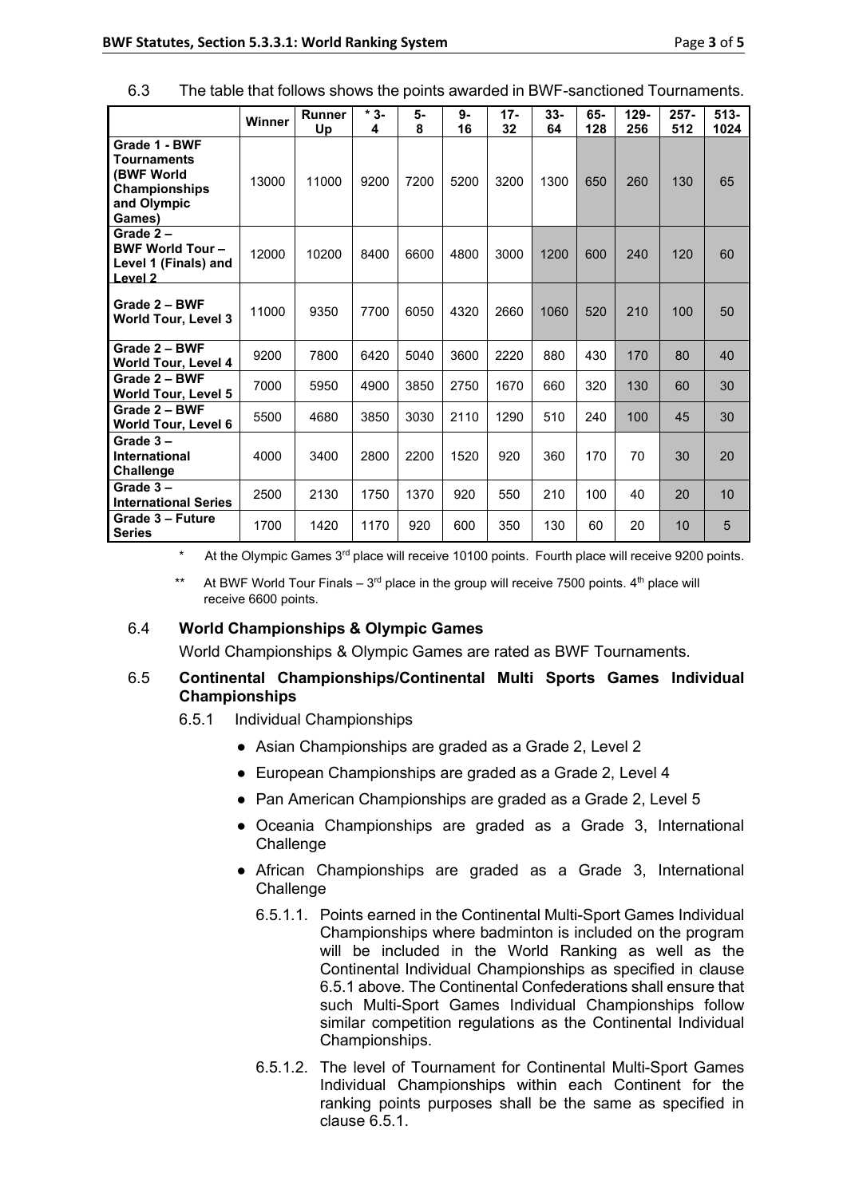6.3 The table that follows shows the points awarded in BWF-sanctioned Tournaments.

| | Winner | Runner Up | * 3-4 | 5-8 | 9-16 | 17-32 | 33-64 | 65-128 | 129-256 | 257-512 | 513-1024 |
|---|---|---|---|---|---|---|---|---|---|---|---|
| **Grade 1 - BWF Tournaments (BWF World Championships and Olympic Games)** | 13000 | 11000 | 9200 | 7200 | 5200 | 3200 | 1300 | 650 | 260 | 130 | 65 |
| **Grade 2 – BWF World Tour – Level 1 (Finals) and Level 2** | 12000 | 10200 | 8400 | 6600 | 4800 | 3000 | 1200 | 600 | 240 | 120 | 60 |
| **Grade 2 – BWF World Tour, Level 3** | 11000 | 9350 | 7700 | 6050 | 4320 | 2660 | 1060 | 520 | 210 | 100 | 50 |
| **Grade 2 – BWF World Tour, Level 4** | 9200 | 7800 | 6420 | 5040 | 3600 | 2220 | 880 | 430 | 170 | 80 | 40 |
| **Grade 2 – BWF World Tour, Level 5** | 7000 | 5950 | 4900 | 3850 | 2750 | 1670 | 660 | 320 | 130 | 60 | 30 |
| **Grade 2 – BWF World Tour, Level 6** | 5500 | 4680 | 3850 | 3030 | 2110 | 1290 | 510 | 240 | 100 | 45 | 30 |
| **Grade 3 – International Challenge** | 4000 | 3400 | 2800 | 2200 | 1520 | 920 | 360 | 170 | 70 | 30 | 20 |
| **Grade 3 – International Series** | 2500 | 2130 | 1750 | 1370 | 920 | 550 | 210 | 100 | 40 | 20 | 10 |
| **Grade 3 – Future Series** | 1700 | 1420 | 1170 | 920 | 600 | 350 | 130 | 60 | 20 | 10 | 5 |

\* At the Olympic Games 3rd place will receive 10100 points. Fourth place will receive 9200 points.

\*\* At BWF World Tour Finals – 3rd place in the group will receive 7500 points. 4th place will receive 6600 points.

6.4 **World Championships & Olympic Games**

World Championships & Olympic Games are rated as BWF Tournaments.

6.5 **Continental Championships/Continental Multi Sports Games Individual Championships**

6.5.1 Individual Championships

- Asian Championships are graded as a Grade 2, Level 2
- European Championships are graded as a Grade 2, Level 4
- Pan American Championships are graded as a Grade 2, Level 5
- Oceania Championships are graded as a Grade 3, International Challenge
- African Championships are graded as a Grade 3, International Challenge

6.5.1.1. Points earned in the Continental Multi-Sport Games Individual Championships where badminton is included on the program will be included in the World Ranking as well as the Continental Individual Championships as specified in clause 6.5.1 above. The Continental Confederations shall ensure that such Multi-Sport Games Individual Championships follow similar competition regulations as the Continental Individual Championships.

6.5.1.2. The level of Tournament for Continental Multi-Sport Games Individual Championships within each Continent for the ranking points purposes shall be the same as specified in clause 6.5.1.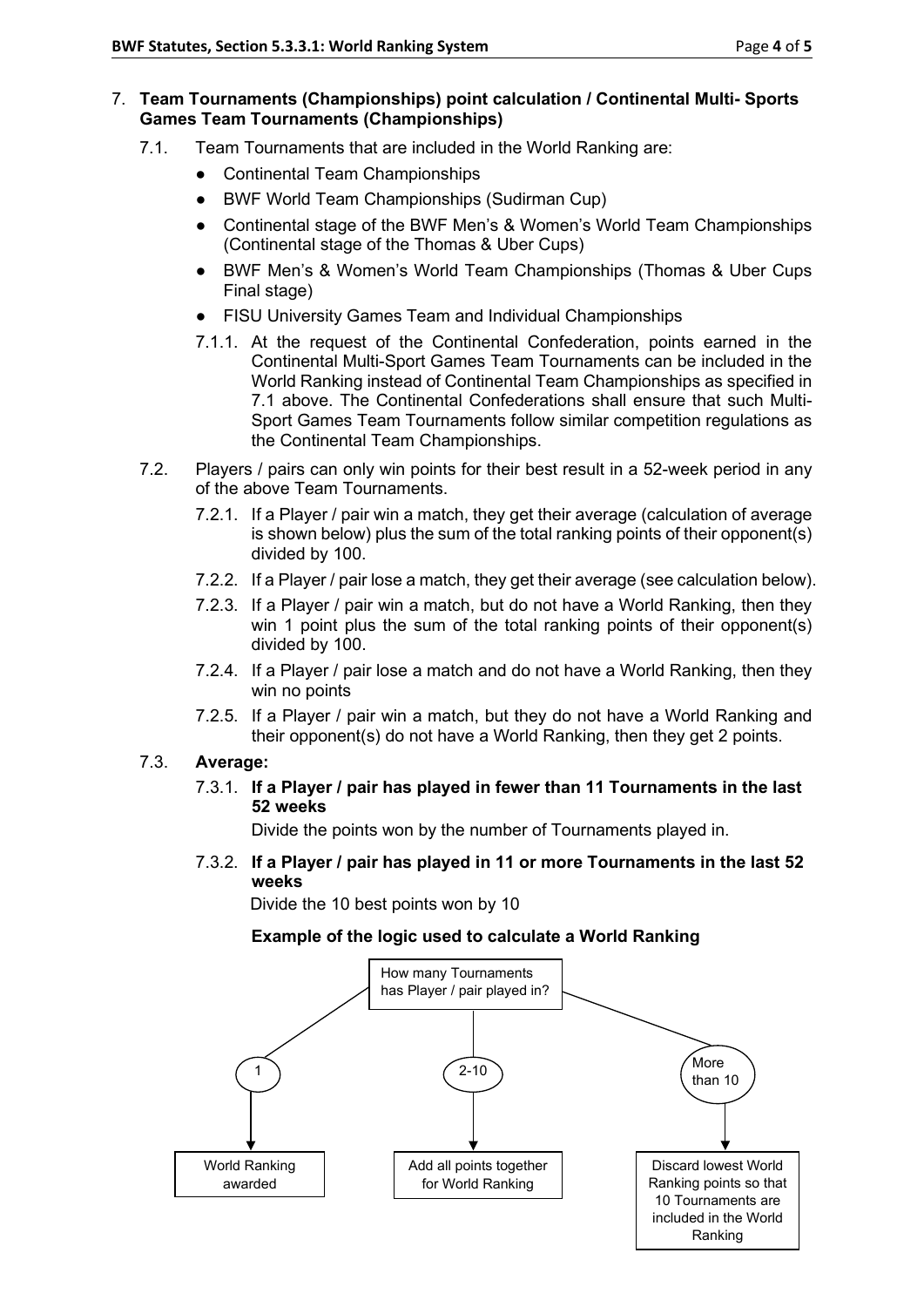7. **Team Tournaments (Championships) point calculation / Continental Multi- Sports Games Team Tournaments (Championships)**

   7.1. Team Tournaments that are included in the World Ranking are:

   - Continental Team Championships
   - BWF World Team Championships (Sudirman Cup)
   - Continental stage of the BWF Men's & Women's World Team Championships (Continental stage of the Thomas & Uber Cups)
   - BWF Men's & Women's World Team Championships (Thomas & Uber Cups Final stage)
   - FISU University Games Team and Individual Championships

   7.1.1. At the request of the Continental Confederation, points earned in the Continental Multi-Sport Games Team Tournaments can be included in the World Ranking instead of Continental Team Championships as specified in 7.1 above. The Continental Confederations shall ensure that such Multi-Sport Games Team Tournaments follow similar competition regulations as the Continental Team Championships.

   7.2. Players / pairs can only win points for their best result in a 52-week period in any of the above Team Tournaments.

   7.2.1. If a Player / pair win a match, they get their average (calculation of average is shown below) plus the sum of the total ranking points of their opponent(s) divided by 100.

   7.2.2. If a Player / pair lose a match, they get their average (see calculation below).

   7.2.3. If a Player / pair win a match, but do not have a World Ranking, then they win 1 point plus the sum of the total ranking points of their opponent(s) divided by 100.

   7.2.4. If a Player / pair lose a match and do not have a World Ranking, then they win no points

   7.2.5. If a Player / pair win a match, but they do not have a World Ranking and their opponent(s) do not have a World Ranking, then they get 2 points.

   7.3. **Average:**

   7.3.1. **If a Player / pair has played in fewer than 11 Tournaments in the last 52 weeks**

   Divide the points won by the number of Tournaments played in.

   7.3.2. **If a Player / pair has played in 11 or more Tournaments in the last 52 weeks**

   Divide the 10 best points won by 10

   **Example of the logic used to calculate a World Ranking**

   How many Tournaments has Player / pair played in?

   - 1 → World Ranking awarded
   - 2-10 → Add all points together for World Ranking
   - More than 10 → Discard lowest World Ranking points so that 10 Tournaments are included in the World Ranking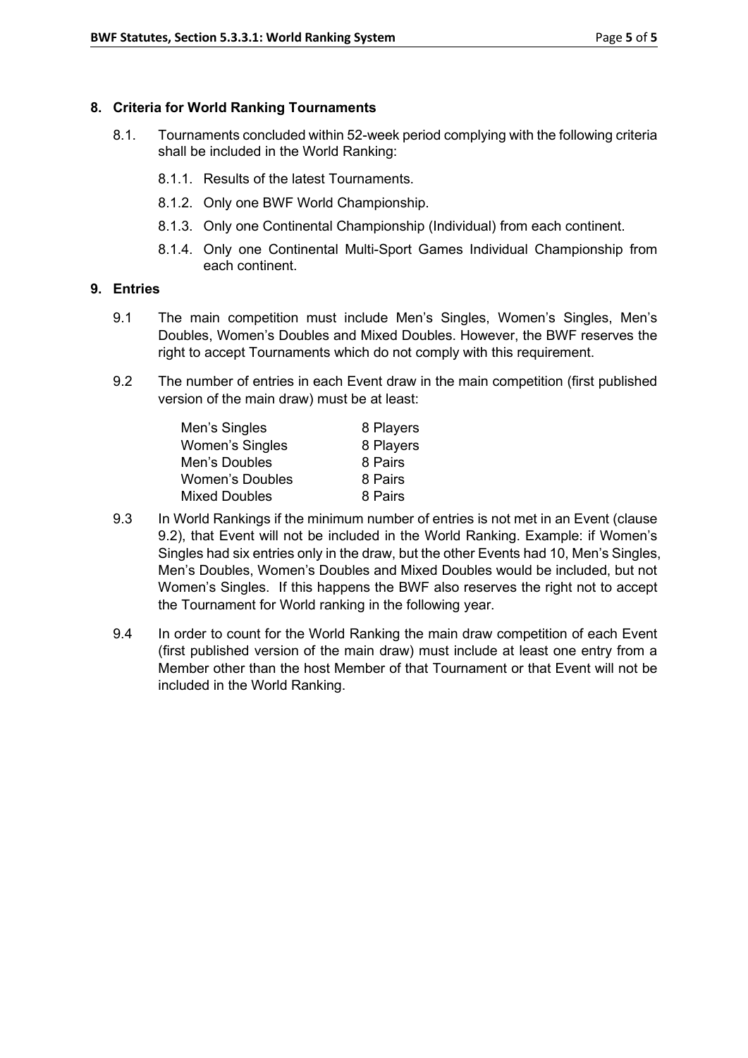## 8. Criteria for World Ranking Tournaments

8.1. Tournaments concluded within 52-week period complying with the following criteria shall be included in the World Ranking:

- 8.1.1. Results of the latest Tournaments.
- 8.1.2. Only one BWF World Championship.
- 8.1.3. Only one Continental Championship (Individual) from each continent.
- 8.1.4. Only one Continental Multi-Sport Games Individual Championship from each continent.

## 9. Entries

9.1 The main competition must include Men's Singles, Women's Singles, Men's Doubles, Women's Doubles and Mixed Doubles. However, the BWF reserves the right to accept Tournaments which do not comply with this requirement.

9.2 The number of entries in each Event draw in the main competition (first published version of the main draw) must be at least:

| | |
|---|---|
| Men's Singles | 8 Players |
| Women's Singles | 8 Players |
| Men's Doubles | 8 Pairs |
| Women's Doubles | 8 Pairs |
| Mixed Doubles | 8 Pairs |

9.3 In World Rankings if the minimum number of entries is not met in an Event (clause 9.2), that Event will not be included in the World Ranking. Example: if Women's Singles had six entries only in the draw, but the other Events had 10, Men's Singles, Men's Doubles, Women's Doubles and Mixed Doubles would be included, but not Women's Singles. If this happens the BWF also reserves the right not to accept the Tournament for World ranking in the following year.

9.4 In order to count for the World Ranking the main draw competition of each Event (first published version of the main draw) must include at least one entry from a Member other than the host Member of that Tournament or that Event will not be included in the World Ranking.